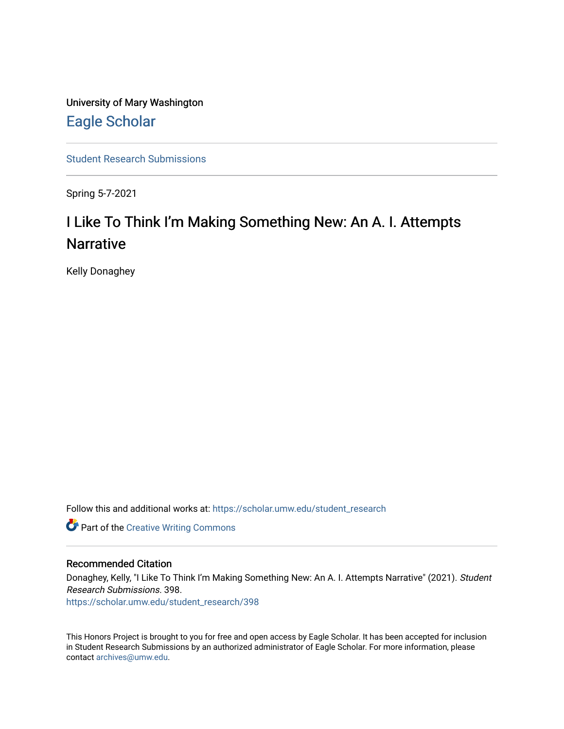University of Mary Washington

# Eagle Scholar

Student Research Submissions

Spring 5-7-2021

# I Like To Think I'm Making Something New: An A. I. Attempts Narrative

Kelly Donaghey

Follow this and additional works at: https://scholar.umw.edu/student_research

Part of the Creative Writing Commons

## Recommended Citation

Donaghey, Kelly, "I Like To Think I'm Making Something New: An A. I. Attempts Narrative" (2021). *Student Research Submissions*. 398.
https://scholar.umw.edu/student_research/398

This Honors Project is brought to you for free and open access by Eagle Scholar. It has been accepted for inclusion in Student Research Submissions by an authorized administrator of Eagle Scholar. For more information, please contact archives@umw.edu.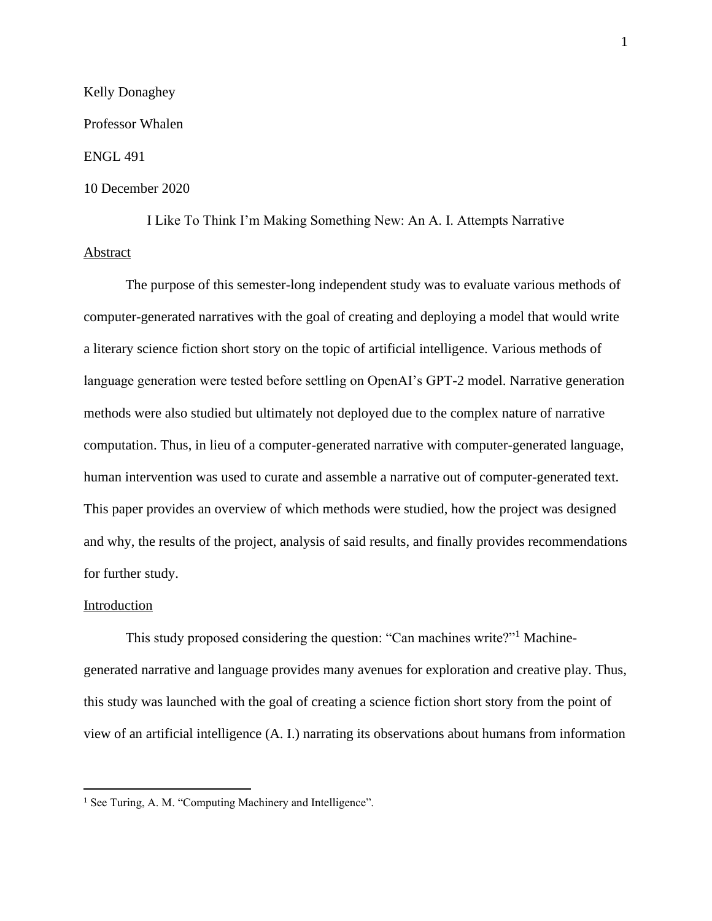Kelly Donaghey

Professor Whalen

ENGL 491

10 December 2020

# I Like To Think I'm Making Something New: An A. I. Attempts Narrative

## Abstract

The purpose of this semester-long independent study was to evaluate various methods of computer-generated narratives with the goal of creating and deploying a model that would write a literary science fiction short story on the topic of artificial intelligence. Various methods of language generation were tested before settling on OpenAI's GPT-2 model. Narrative generation methods were also studied but ultimately not deployed due to the complex nature of narrative computation. Thus, in lieu of a computer-generated narrative with computer-generated language, human intervention was used to curate and assemble a narrative out of computer-generated text. This paper provides an overview of which methods were studied, how the project was designed and why, the results of the project, analysis of said results, and finally provides recommendations for further study.

## Introduction

This study proposed considering the question: "Can machines write?"[1] Machine-generated narrative and language provides many avenues for exploration and creative play. Thus, this study was launched with the goal of creating a science fiction short story from the point of view of an artificial intelligence (A. I.) narrating its observations about humans from information

[1] See Turing, A. M. "Computing Machinery and Intelligence".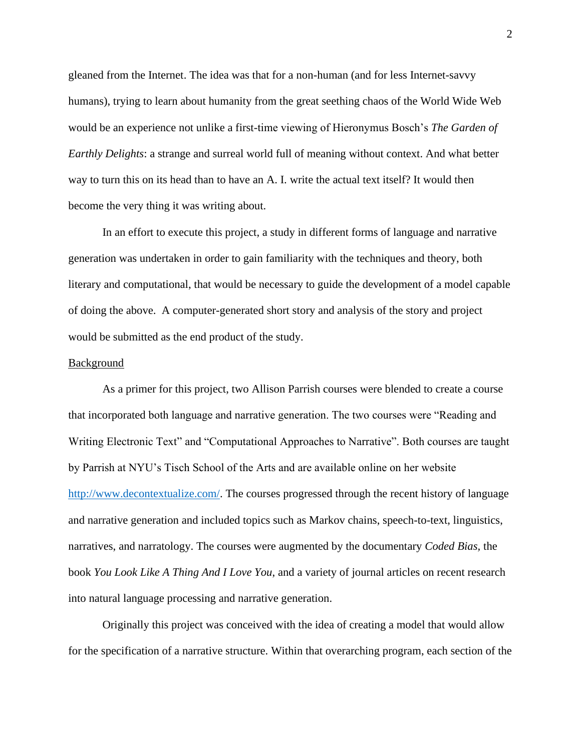gleaned from the Internet. The idea was that for a non-human (and for less Internet-savvy humans), trying to learn about humanity from the great seething chaos of the World Wide Web would be an experience not unlike a first-time viewing of Hieronymus Bosch's *The Garden of Earthly Delights*: a strange and surreal world full of meaning without context. And what better way to turn this on its head than to have an A. I. write the actual text itself? It would then become the very thing it was writing about.

In an effort to execute this project, a study in different forms of language and narrative generation was undertaken in order to gain familiarity with the techniques and theory, both literary and computational, that would be necessary to guide the development of a model capable of doing the above. A computer-generated short story and analysis of the story and project would be submitted as the end product of the study.

Background

As a primer for this project, two Allison Parrish courses were blended to create a course that incorporated both language and narrative generation. The two courses were "Reading and Writing Electronic Text" and "Computational Approaches to Narrative". Both courses are taught by Parrish at NYU's Tisch School of the Arts and are available online on her website http://www.decontextualize.com/. The courses progressed through the recent history of language and narrative generation and included topics such as Markov chains, speech-to-text, linguistics, narratives, and narratology. The courses were augmented by the documentary *Coded Bias*, the book *You Look Like A Thing And I Love You*, and a variety of journal articles on recent research into natural language processing and narrative generation.

Originally this project was conceived with the idea of creating a model that would allow for the specification of a narrative structure. Within that overarching program, each section of the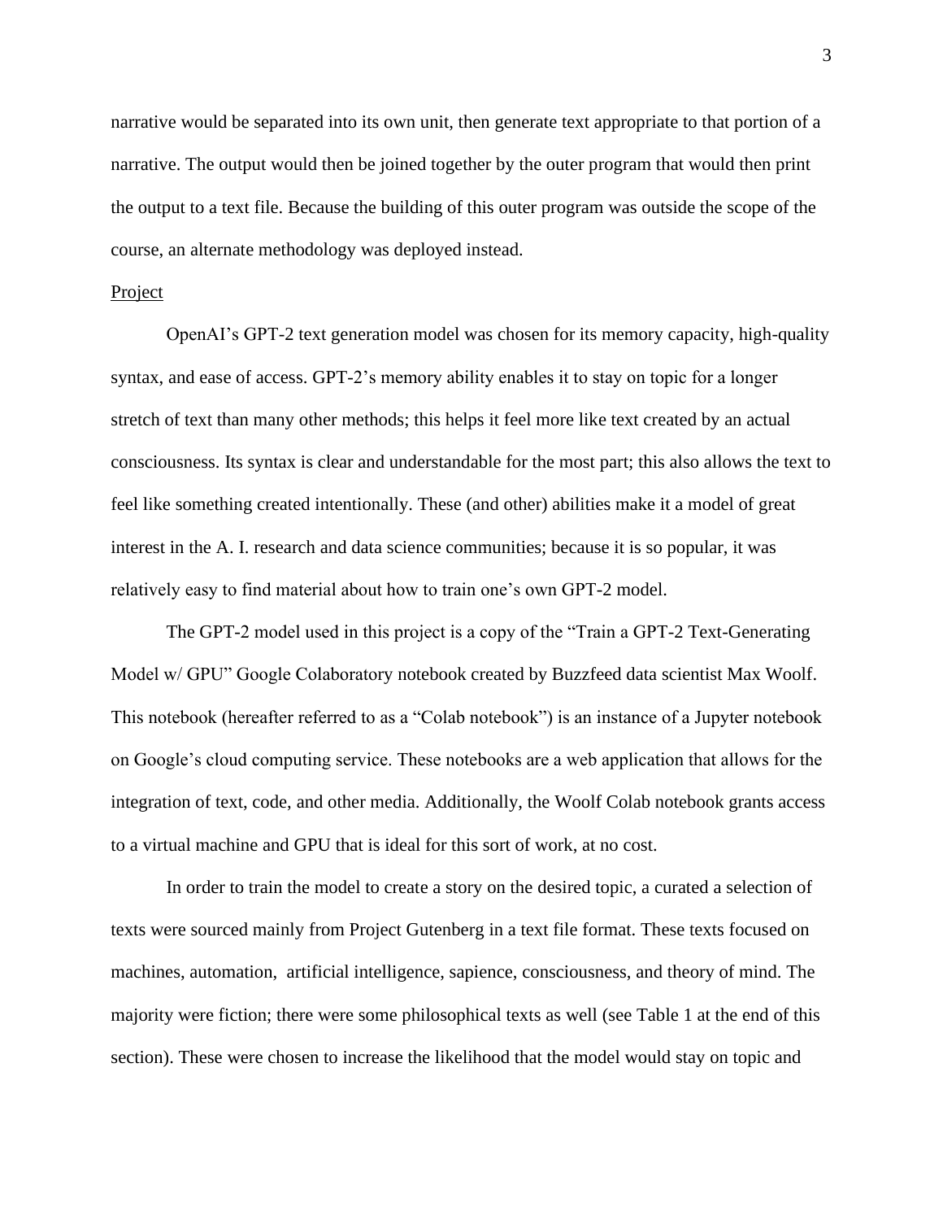narrative would be separated into its own unit, then generate text appropriate to that portion of a narrative. The output would then be joined together by the outer program that would then print the output to a text file. Because the building of this outer program was outside the scope of the course, an alternate methodology was deployed instead.

## Project

OpenAI's GPT-2 text generation model was chosen for its memory capacity, high-quality syntax, and ease of access. GPT-2's memory ability enables it to stay on topic for a longer stretch of text than many other methods; this helps it feel more like text created by an actual consciousness. Its syntax is clear and understandable for the most part; this also allows the text to feel like something created intentionally. These (and other) abilities make it a model of great interest in the A. I. research and data science communities; because it is so popular, it was relatively easy to find material about how to train one's own GPT-2 model.

The GPT-2 model used in this project is a copy of the "Train a GPT-2 Text-Generating Model w/ GPU" Google Colaboratory notebook created by Buzzfeed data scientist Max Woolf. This notebook (hereafter referred to as a "Colab notebook") is an instance of a Jupyter notebook on Google's cloud computing service. These notebooks are a web application that allows for the integration of text, code, and other media. Additionally, the Woolf Colab notebook grants access to a virtual machine and GPU that is ideal for this sort of work, at no cost.

In order to train the model to create a story on the desired topic, a curated a selection of texts were sourced mainly from Project Gutenberg in a text file format. These texts focused on machines, automation, artificial intelligence, sapience, consciousness, and theory of mind. The majority were fiction; there were some philosophical texts as well (see Table 1 at the end of this section). These were chosen to increase the likelihood that the model would stay on topic and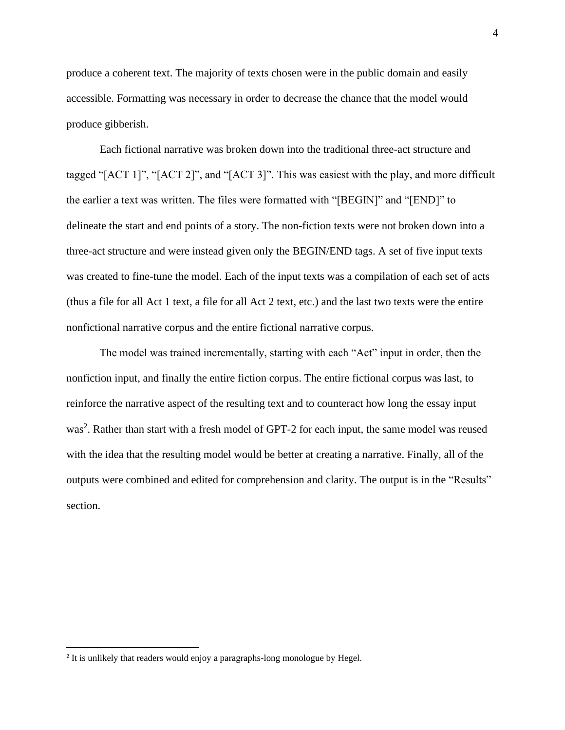produce a coherent text. The majority of texts chosen were in the public domain and easily accessible. Formatting was necessary in order to decrease the chance that the model would produce gibberish.

Each fictional narrative was broken down into the traditional three-act structure and tagged “[ACT 1]”, “[ACT 2]”, and “[ACT 3]”. This was easiest with the play, and more difficult the earlier a text was written. The files were formatted with “[BEGIN]” and “[END]” to delineate the start and end points of a story. The non-fiction texts were not broken down into a three-act structure and were instead given only the BEGIN/END tags. A set of five input texts was created to fine-tune the model. Each of the input texts was a compilation of each set of acts (thus a file for all Act 1 text, a file for all Act 2 text, etc.) and the last two texts were the entire nonfictional narrative corpus and the entire fictional narrative corpus.

The model was trained incrementally, starting with each “Act” input in order, then the nonfiction input, and finally the entire fiction corpus. The entire fictional corpus was last, to reinforce the narrative aspect of the resulting text and to counteract how long the essay input was[2]. Rather than start with a fresh model of GPT-2 for each input, the same model was reused with the idea that the resulting model would be better at creating a narrative. Finally, all of the outputs were combined and edited for comprehension and clarity. The output is in the “Results” section.

[2] It is unlikely that readers would enjoy a paragraphs-long monologue by Hegel.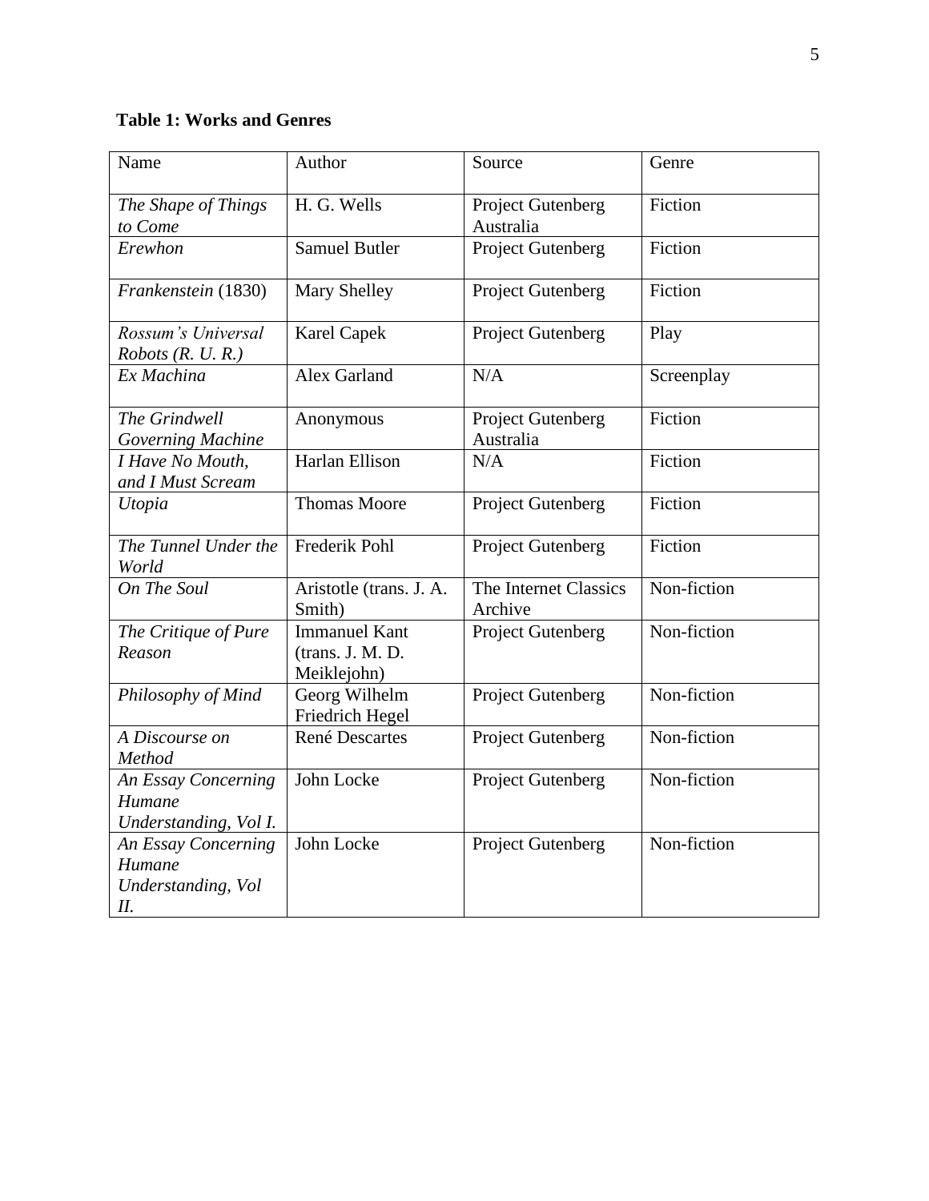**Table 1: Works and Genres**

| Name | Author | Source | Genre |
|---|---|---|---|
| *The Shape of Things to Come* | H. G. Wells | Project Gutenberg Australia | Fiction |
| *Erewhon* | Samuel Butler | Project Gutenberg | Fiction |
| *Frankenstein* (1830) | Mary Shelley | Project Gutenberg | Fiction |
| *Rossum's Universal Robots (R. U. R.)* | Karel Capek | Project Gutenberg | Play |
| *Ex Machina* | Alex Garland | N/A | Screenplay |
| *The Grindwell Governing Machine* | Anonymous | Project Gutenberg Australia | Fiction |
| *I Have No Mouth, and I Must Scream* | Harlan Ellison | N/A | Fiction |
| *Utopia* | Thomas Moore | Project Gutenberg | Fiction |
| *The Tunnel Under the World* | Frederik Pohl | Project Gutenberg | Fiction |
| *On The Soul* | Aristotle (trans. J. A. Smith) | The Internet Classics Archive | Non-fiction |
| *The Critique of Pure Reason* | Immanuel Kant (trans. J. M. D. Meiklejohn) | Project Gutenberg | Non-fiction |
| *Philosophy of Mind* | Georg Wilhelm Friedrich Hegel | Project Gutenberg | Non-fiction |
| *A Discourse on Method* | René Descartes | Project Gutenberg | Non-fiction |
| *An Essay Concerning Humane Understanding, Vol I.* | John Locke | Project Gutenberg | Non-fiction |
| *An Essay Concerning Humane Understanding, Vol II.* | John Locke | Project Gutenberg | Non-fiction |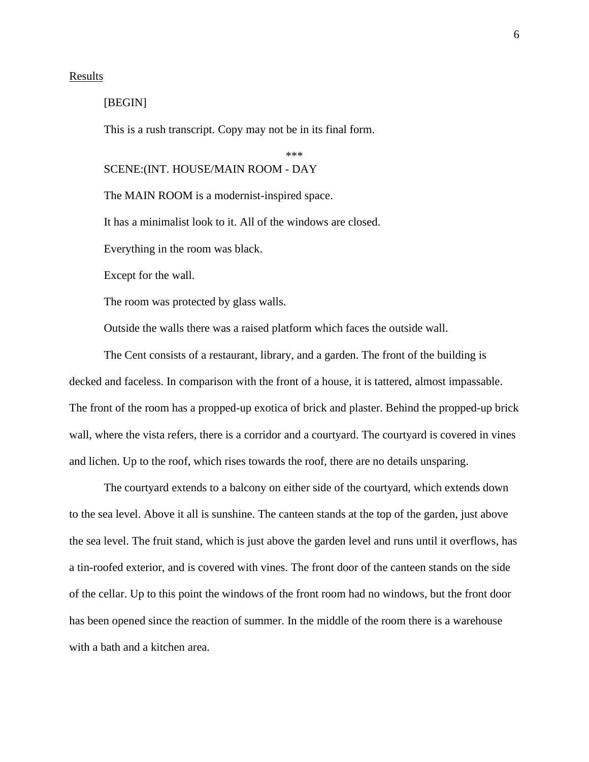<u>Results</u>

[BEGIN]

This is a rush transcript. Copy may not be in its final form.

***

SCENE:(INT. HOUSE/MAIN ROOM - DAY

The MAIN ROOM is a modernist-inspired space.

It has a minimalist look to it. All of the windows are closed.

Everything in the room was black.

Except for the wall.

The room was protected by glass walls.

Outside the walls there was a raised platform which faces the outside wall.

The Cent consists of a restaurant, library, and a garden. The front of the building is decked and faceless. In comparison with the front of a house, it is tattered, almost impassable. The front of the room has a propped-up exotica of brick and plaster. Behind the propped-up brick wall, where the vista refers, there is a corridor and a courtyard. The courtyard is covered in vines and lichen. Up to the roof, which rises towards the roof, there are no details unsparing.

The courtyard extends to a balcony on either side of the courtyard, which extends down to the sea level. Above it all is sunshine. The canteen stands at the top of the garden, just above the sea level. The fruit stand, which is just above the garden level and runs until it overflows, has a tin-roofed exterior, and is covered with vines. The front door of the canteen stands on the side of the cellar. Up to this point the windows of the front room had no windows, but the front door has been opened since the reaction of summer. In the middle of the room there is a warehouse with a bath and a kitchen area.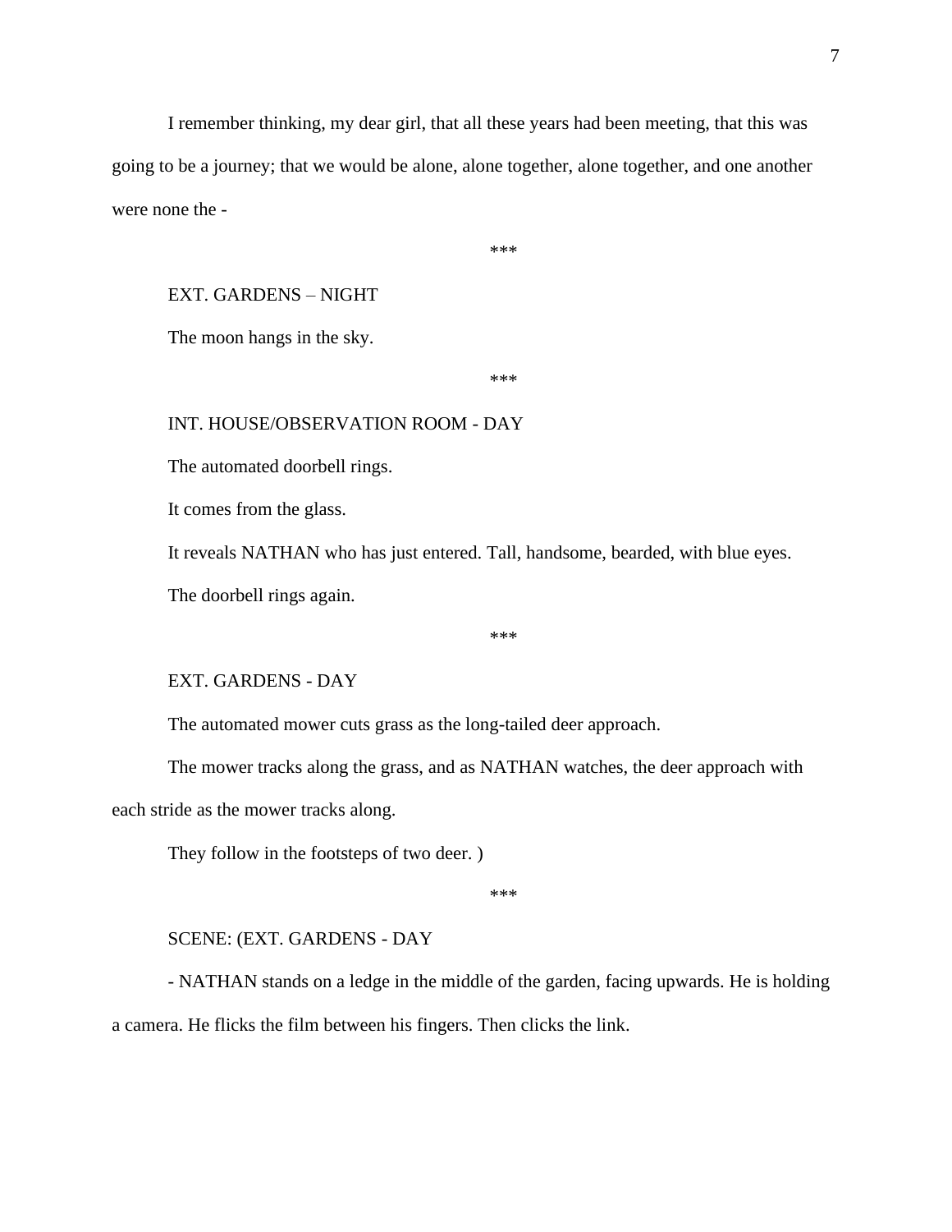I remember thinking, my dear girl, that all these years had been meeting, that this was going to be a journey; that we would be alone, alone together, alone together, and one another were none the -

***

EXT. GARDENS – NIGHT

The moon hangs in the sky.

***

INT. HOUSE/OBSERVATION ROOM - DAY

The automated doorbell rings.

It comes from the glass.

It reveals NATHAN who has just entered. Tall, handsome, bearded, with blue eyes.

The doorbell rings again.

***

EXT. GARDENS - DAY

The automated mower cuts grass as the long-tailed deer approach.

The mower tracks along the grass, and as NATHAN watches, the deer approach with each stride as the mower tracks along.

They follow in the footsteps of two deer. )

***

SCENE: (EXT. GARDENS - DAY

- NATHAN stands on a ledge in the middle of the garden, facing upwards. He is holding a camera. He flicks the film between his fingers. Then clicks the link.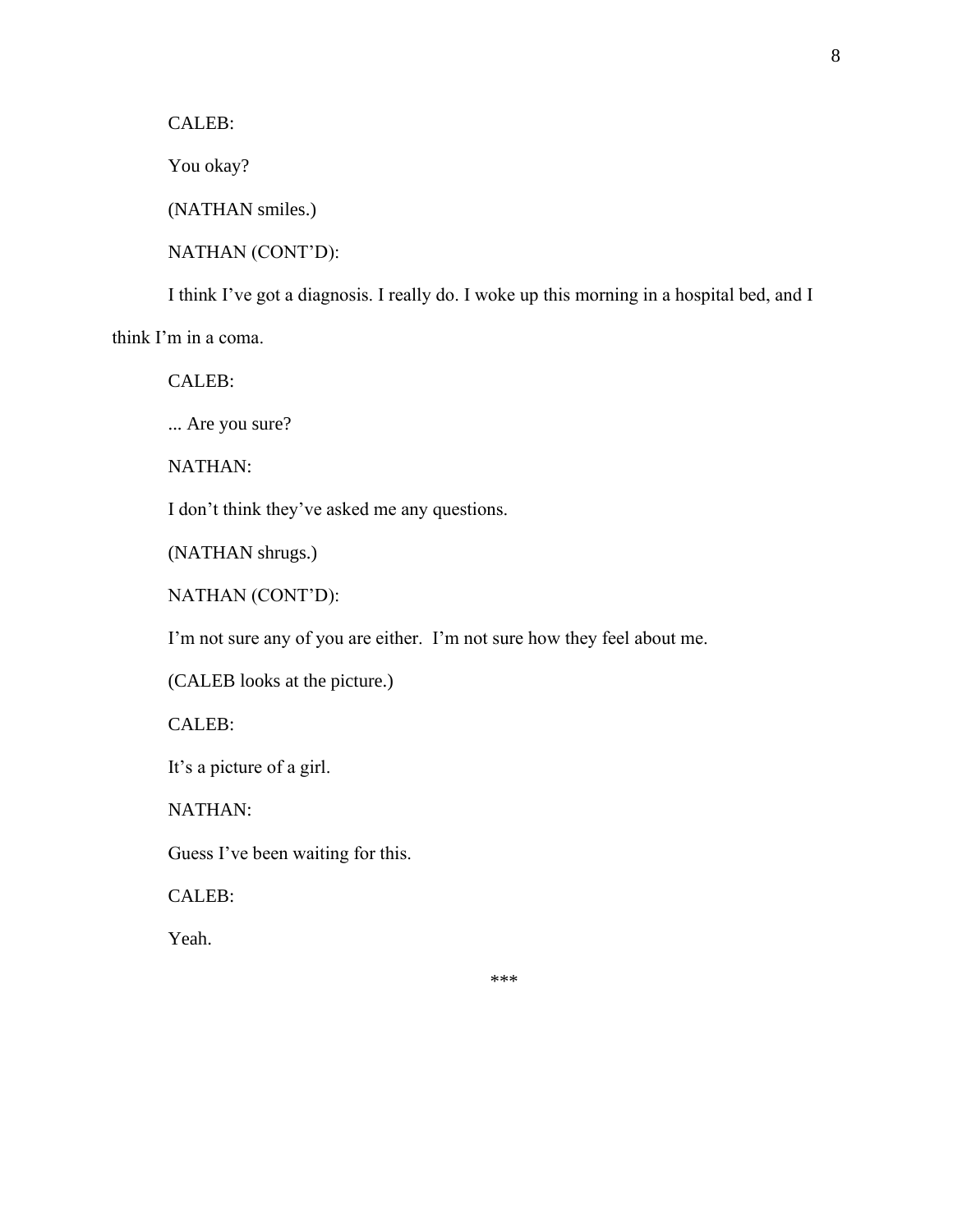CALEB:

You okay?

(NATHAN smiles.)

NATHAN (CONT'D):

I think I've got a diagnosis. I really do. I woke up this morning in a hospital bed, and I think I'm in a coma.

CALEB:

... Are you sure?

NATHAN:

I don't think they've asked me any questions.

(NATHAN shrugs.)

NATHAN (CONT'D):

I'm not sure any of you are either.  I'm not sure how they feel about me.

(CALEB looks at the picture.)

CALEB:

It's a picture of a girl.

NATHAN:

Guess I've been waiting for this.

CALEB:

Yeah.

***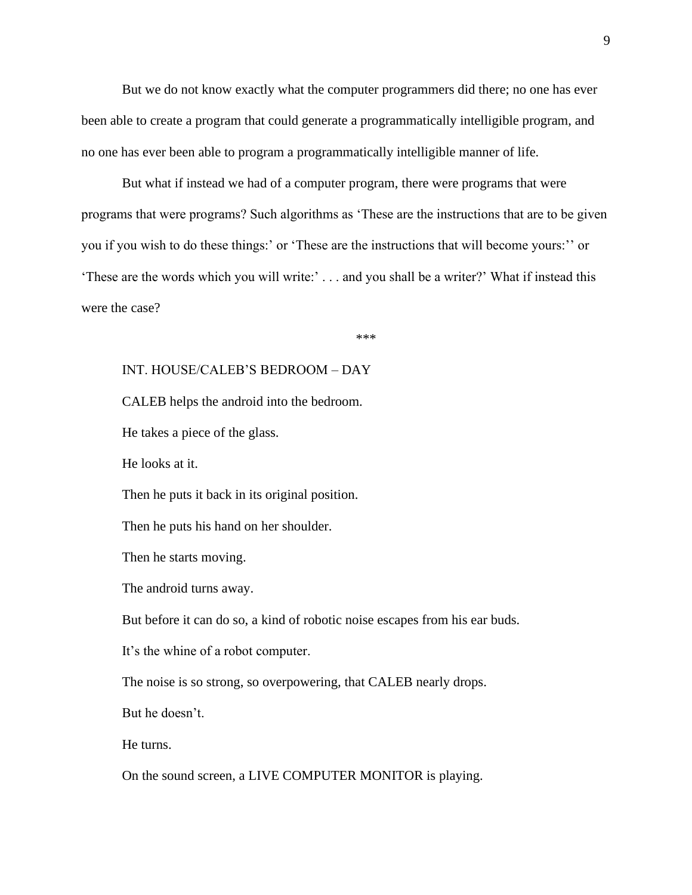But we do not know exactly what the computer programmers did there; no one has ever been able to create a program that could generate a programmatically intelligible program, and no one has ever been able to program a programmatically intelligible manner of life.

But what if instead we had of a computer program, there were programs that were programs that were programs? Such algorithms as 'These are the instructions that are to be given you if you wish to do these things:' or 'These are the instructions that will become yours:'' or 'These are the words which you will write:' . . . and you shall be a writer?' What if instead this were the case?

\*\*\*

INT. HOUSE/CALEB'S BEDROOM – DAY

CALEB helps the android into the bedroom.

He takes a piece of the glass.

He looks at it.

Then he puts it back in its original position.

Then he puts his hand on her shoulder.

Then he starts moving.

The android turns away.

But before it can do so, a kind of robotic noise escapes from his ear buds.

It's the whine of a robot computer.

The noise is so strong, so overpowering, that CALEB nearly drops.

But he doesn't.

He turns.

On the sound screen, a LIVE COMPUTER MONITOR is playing.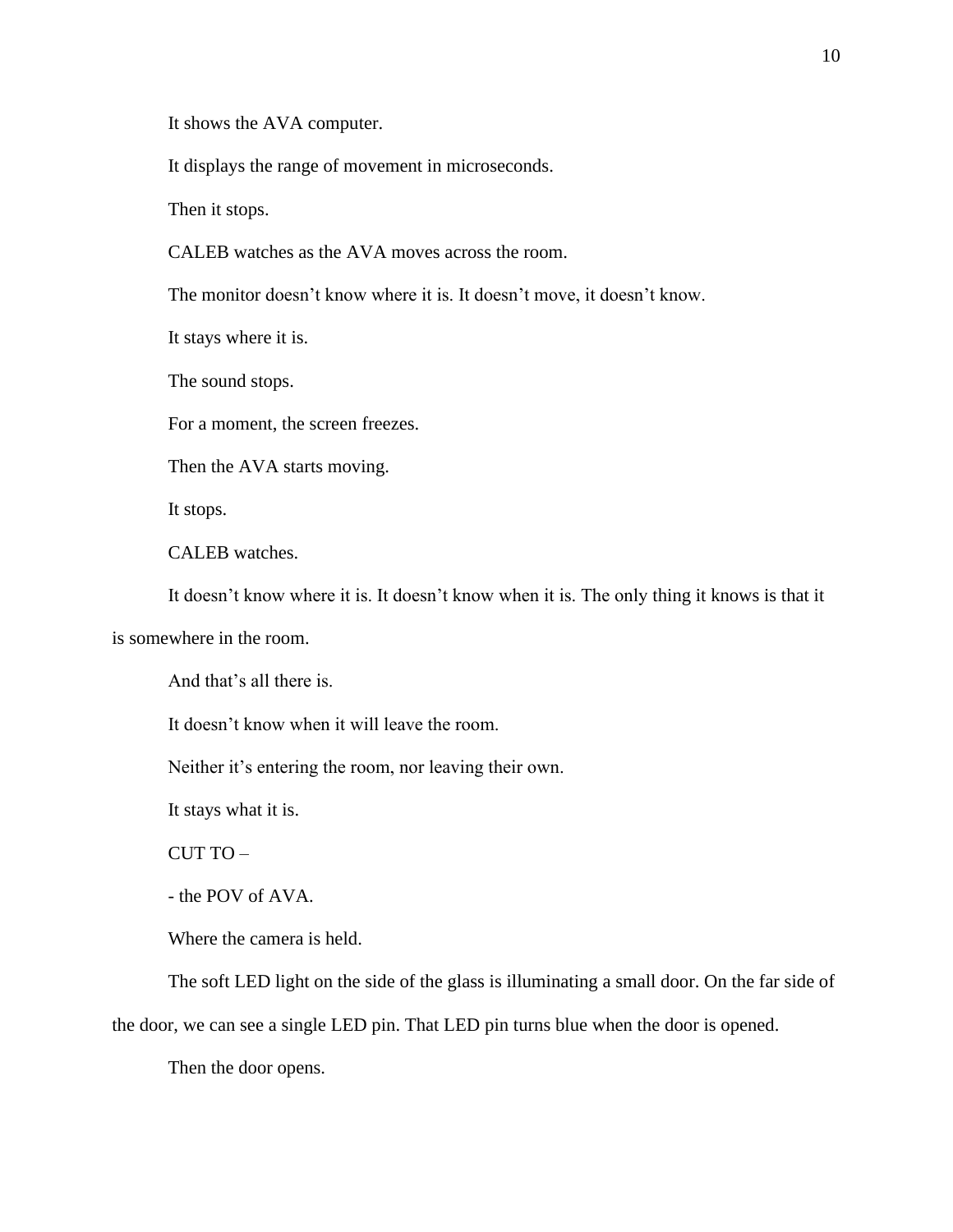It shows the AVA computer.

It displays the range of movement in microseconds.

Then it stops.

CALEB watches as the AVA moves across the room.

The monitor doesn't know where it is. It doesn't move, it doesn't know.

It stays where it is.

The sound stops.

For a moment, the screen freezes.

Then the AVA starts moving.

It stops.

CALEB watches.

It doesn't know where it is. It doesn't know when it is. The only thing it knows is that it is somewhere in the room.

And that's all there is.

It doesn't know when it will leave the room.

Neither it's entering the room, nor leaving their own.

It stays what it is.

CUT TO –

- the POV of AVA.

Where the camera is held.

The soft LED light on the side of the glass is illuminating a small door. On the far side of the door, we can see a single LED pin. That LED pin turns blue when the door is opened.

Then the door opens.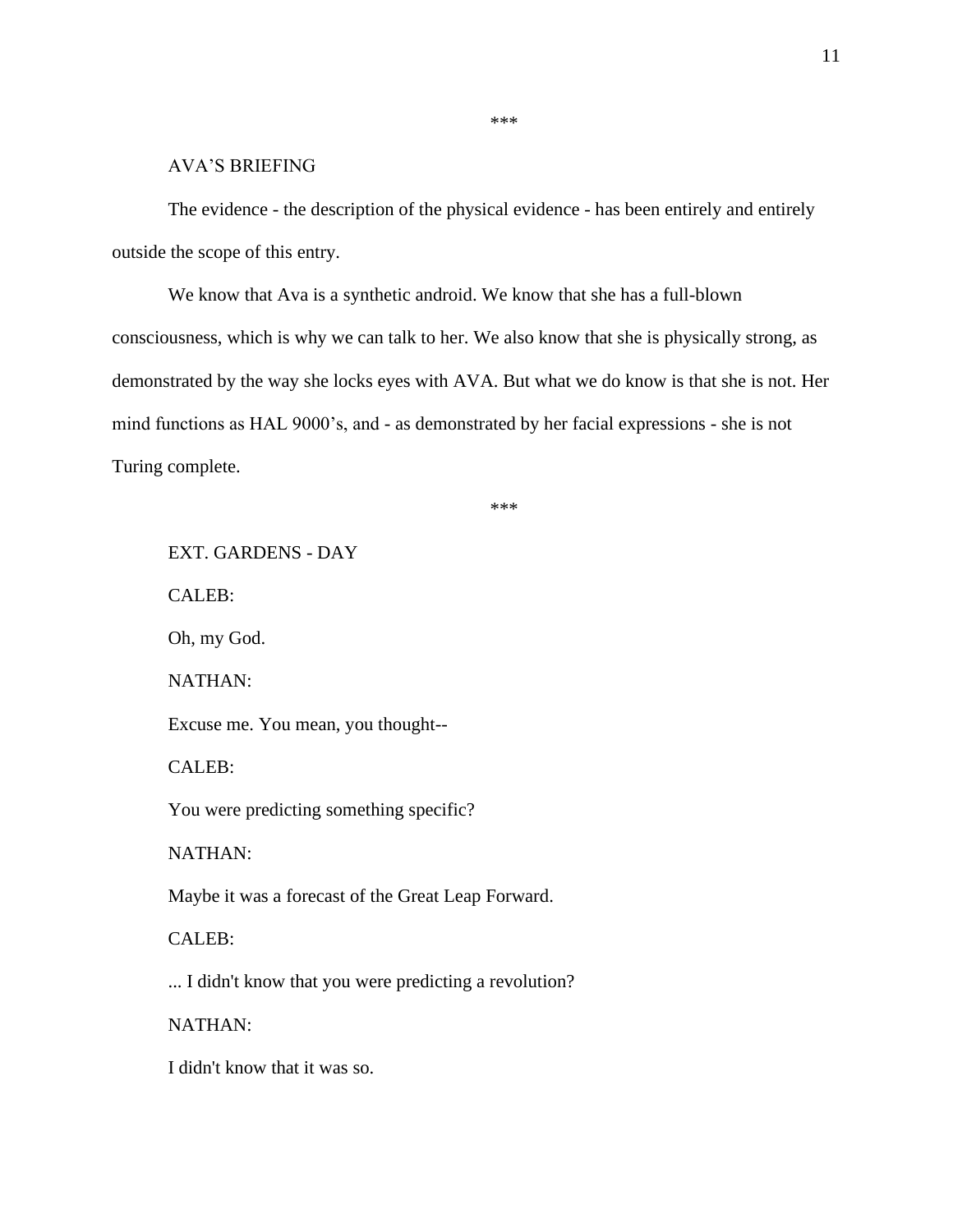***

AVA'S BRIEFING

The evidence - the description of the physical evidence - has been entirely and entirely outside the scope of this entry.

We know that Ava is a synthetic android. We know that she has a full-blown consciousness, which is why we can talk to her. We also know that she is physically strong, as demonstrated by the way she locks eyes with AVA. But what we do know is that she is not. Her mind functions as HAL 9000's, and - as demonstrated by her facial expressions - she is not Turing complete.

***

EXT. GARDENS - DAY

CALEB:

Oh, my God.

NATHAN:

Excuse me. You mean, you thought--

CALEB:

You were predicting something specific?

NATHAN:

Maybe it was a forecast of the Great Leap Forward.

CALEB:

... I didn't know that you were predicting a revolution?

NATHAN:

I didn't know that it was so.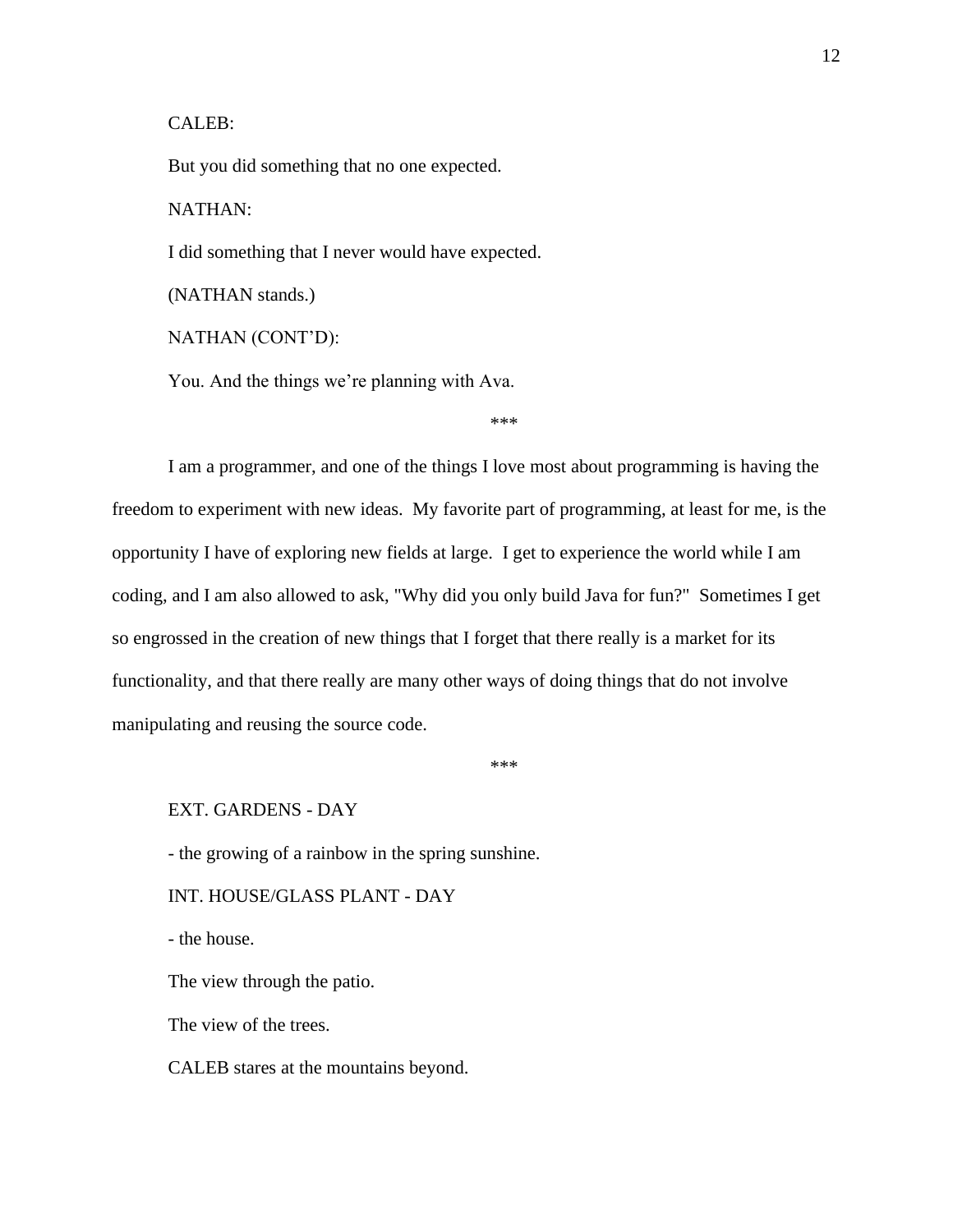CALEB:

But you did something that no one expected.

NATHAN:

I did something that I never would have expected.

(NATHAN stands.)

NATHAN (CONT'D):

You. And the things we're planning with Ava.

***

I am a programmer, and one of the things I love most about programming is having the freedom to experiment with new ideas. My favorite part of programming, at least for me, is the opportunity I have of exploring new fields at large. I get to experience the world while I am coding, and I am also allowed to ask, "Why did you only build Java for fun?" Sometimes I get so engrossed in the creation of new things that I forget that there really is a market for its functionality, and that there really are many other ways of doing things that do not involve manipulating and reusing the source code.

***

EXT. GARDENS - DAY

- the growing of a rainbow in the spring sunshine.

INT. HOUSE/GLASS PLANT - DAY

- the house.

The view through the patio.

The view of the trees.

CALEB stares at the mountains beyond.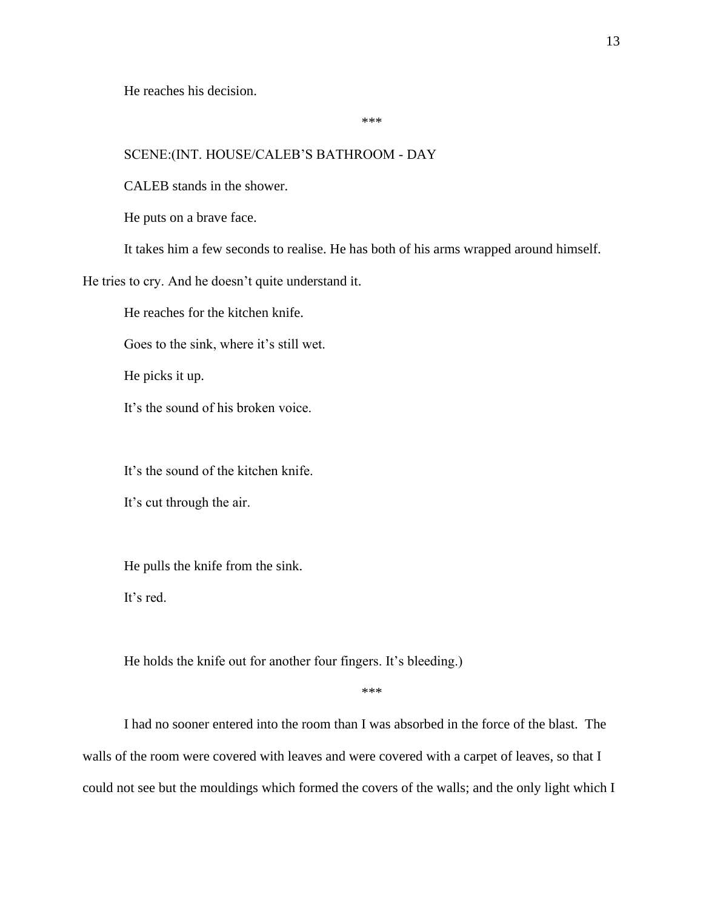He reaches his decision.

***

SCENE:(INT. HOUSE/CALEB'S BATHROOM - DAY

CALEB stands in the shower.

He puts on a brave face.

It takes him a few seconds to realise. He has both of his arms wrapped around himself. He tries to cry. And he doesn't quite understand it.

He reaches for the kitchen knife.

Goes to the sink, where it's still wet.

He picks it up.

It's the sound of his broken voice.

It's the sound of the kitchen knife.

It's cut through the air.

He pulls the knife from the sink.

It's red.

He holds the knife out for another four fingers. It's bleeding.)

***

I had no sooner entered into the room than I was absorbed in the force of the blast. The walls of the room were covered with leaves and were covered with a carpet of leaves, so that I could not see but the mouldings which formed the covers of the walls; and the only light which I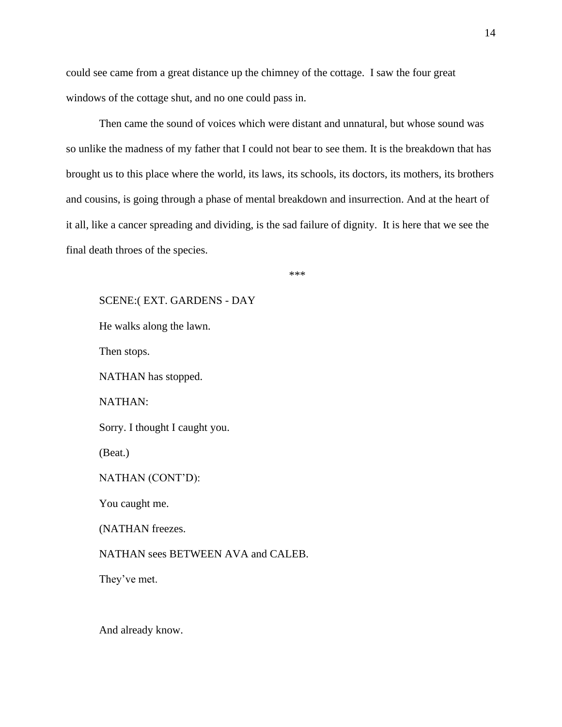could see came from a great distance up the chimney of the cottage. I saw the four great windows of the cottage shut, and no one could pass in.

Then came the sound of voices which were distant and unnatural, but whose sound was so unlike the madness of my father that I could not bear to see them. It is the breakdown that has brought us to this place where the world, its laws, its schools, its doctors, its mothers, its brothers and cousins, is going through a phase of mental breakdown and insurrection. And at the heart of it all, like a cancer spreading and dividing, is the sad failure of dignity. It is here that we see the final death throes of the species.

***

SCENE:( EXT. GARDENS - DAY

He walks along the lawn.

Then stops.

NATHAN has stopped.

NATHAN:

Sorry. I thought I caught you.

(Beat.)

NATHAN (CONT'D):

You caught me.

(NATHAN freezes.

NATHAN sees BETWEEN AVA and CALEB.

They've met.

And already know.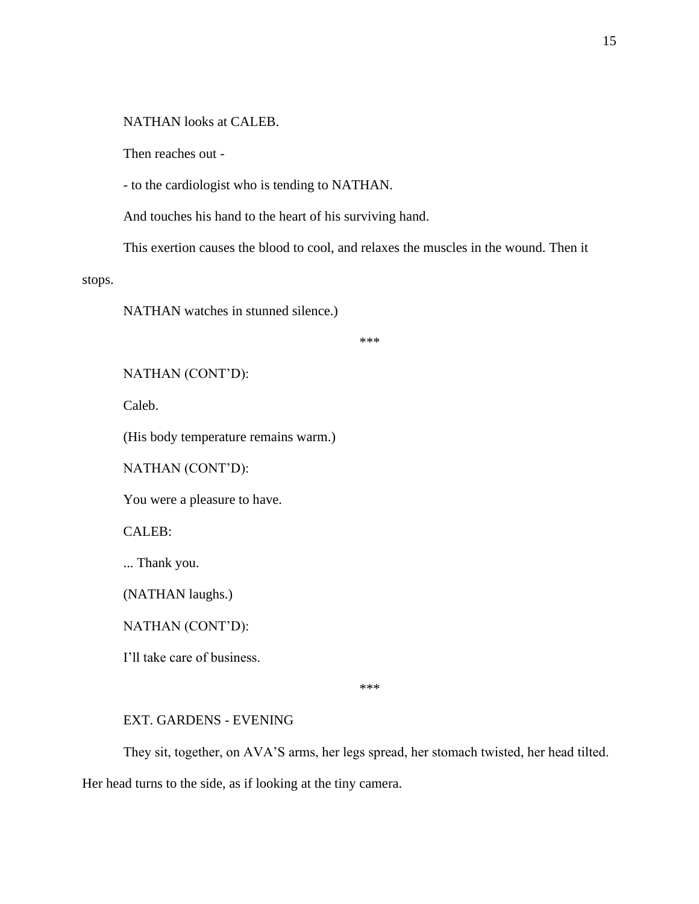NATHAN looks at CALEB.

Then reaches out -

- to the cardiologist who is tending to NATHAN.

And touches his hand to the heart of his surviving hand.

This exertion causes the blood to cool, and relaxes the muscles in the wound. Then it stops.

NATHAN watches in stunned silence.)

***

NATHAN (CONT'D):

Caleb.

(His body temperature remains warm.)

NATHAN (CONT'D):

You were a pleasure to have.

CALEB:

... Thank you.

(NATHAN laughs.)

NATHAN (CONT'D):

I'll take care of business.

***

EXT. GARDENS - EVENING

They sit, together, on AVA'S arms, her legs spread, her stomach twisted, her head tilted. Her head turns to the side, as if looking at the tiny camera.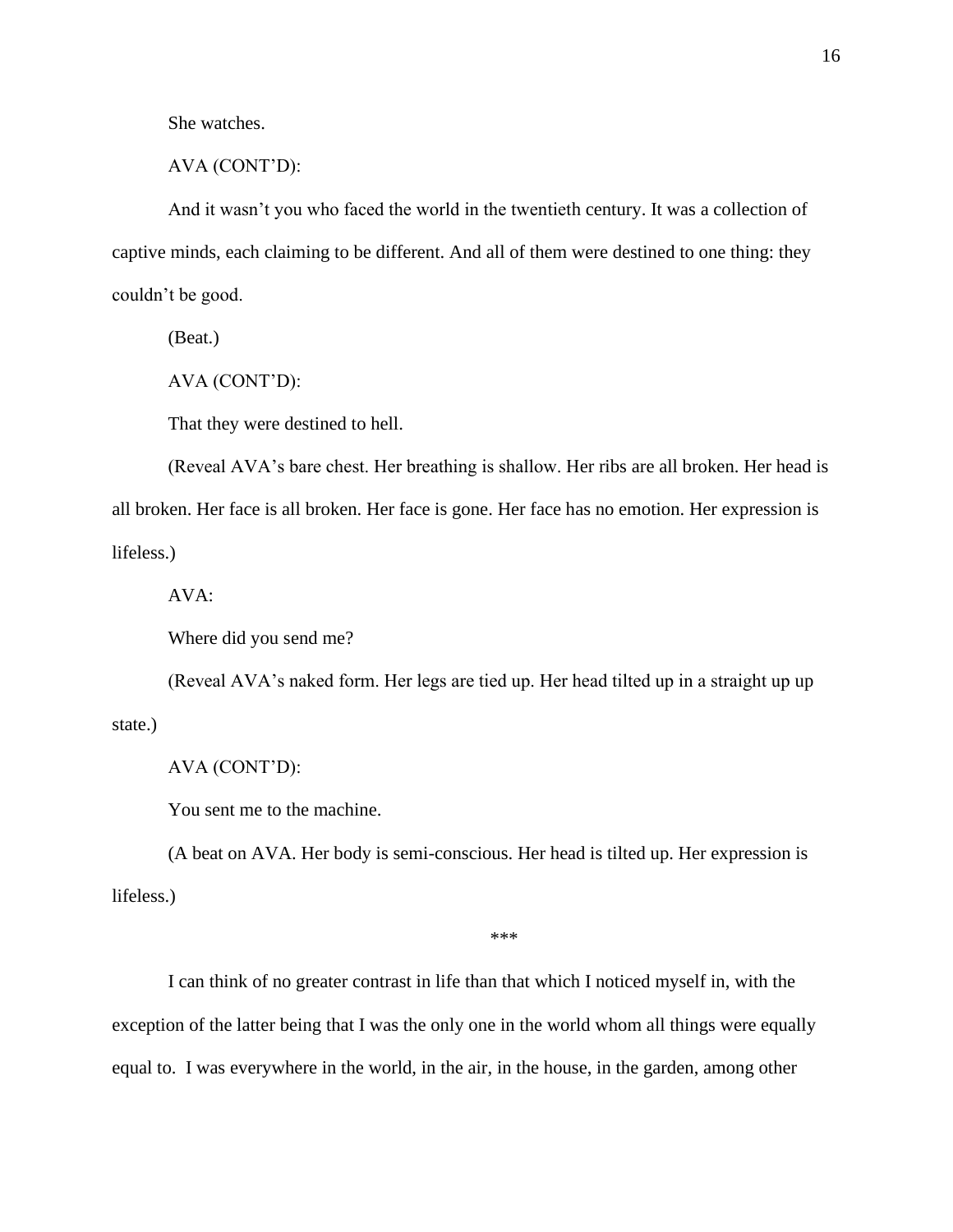She watches.

AVA (CONT'D):

And it wasn't you who faced the world in the twentieth century. It was a collection of captive minds, each claiming to be different. And all of them were destined to one thing: they couldn't be good.

(Beat.)

AVA (CONT'D):

That they were destined to hell.

(Reveal AVA's bare chest. Her breathing is shallow. Her ribs are all broken. Her head is all broken. Her face is all broken. Her face is gone. Her face has no emotion. Her expression is lifeless.)

AVA:

Where did you send me?

(Reveal AVA's naked form. Her legs are tied up. Her head tilted up in a straight up up state.)

AVA (CONT'D):

You sent me to the machine.

(A beat on AVA. Her body is semi-conscious. Her head is tilted up. Her expression is lifeless.)

***

I can think of no greater contrast in life than that which I noticed myself in, with the exception of the latter being that I was the only one in the world whom all things were equally equal to.  I was everywhere in the world, in the air, in the house, in the garden, among other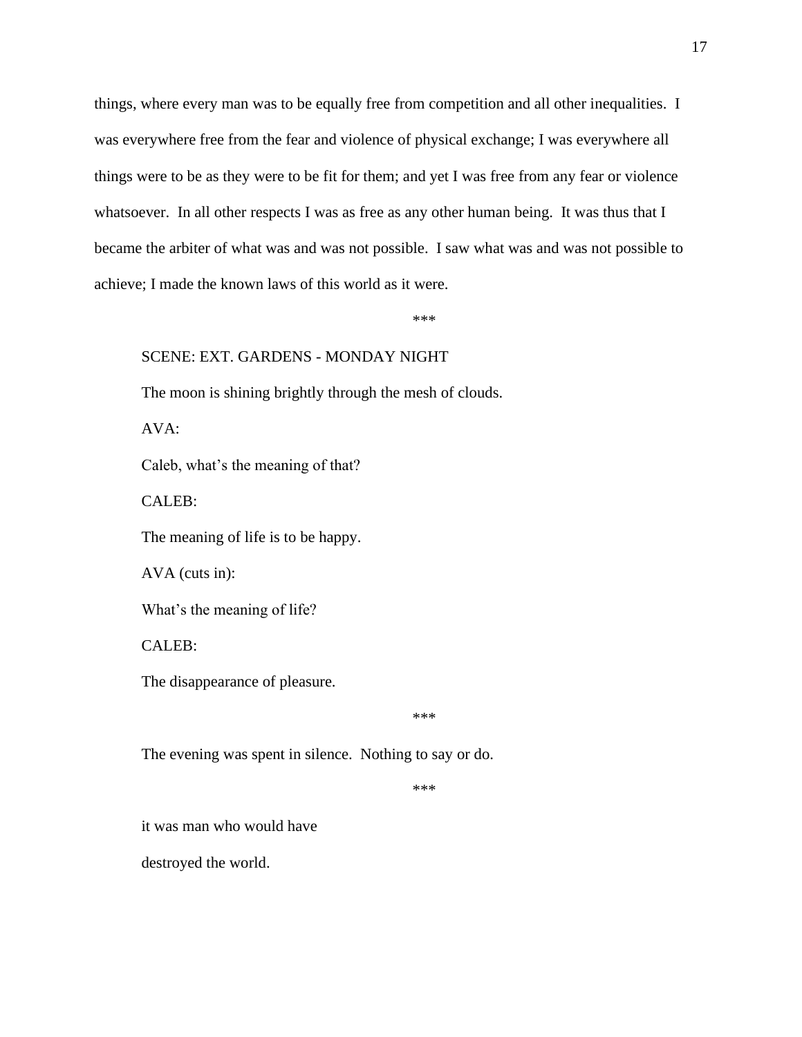things, where every man was to be equally free from competition and all other inequalities. I was everywhere free from the fear and violence of physical exchange; I was everywhere all things were to be as they were to be fit for them; and yet I was free from any fear or violence whatsoever. In all other respects I was as free as any other human being. It was thus that I became the arbiter of what was and was not possible. I saw what was and was not possible to achieve; I made the known laws of this world as it were.

***

SCENE: EXT. GARDENS - MONDAY NIGHT

The moon is shining brightly through the mesh of clouds.

AVA:

Caleb, what's the meaning of that?

CALEB:

The meaning of life is to be happy.

AVA (cuts in):

What's the meaning of life?

CALEB:

The disappearance of pleasure.

***

The evening was spent in silence. Nothing to say or do.

***

it was man who would have

destroyed the world.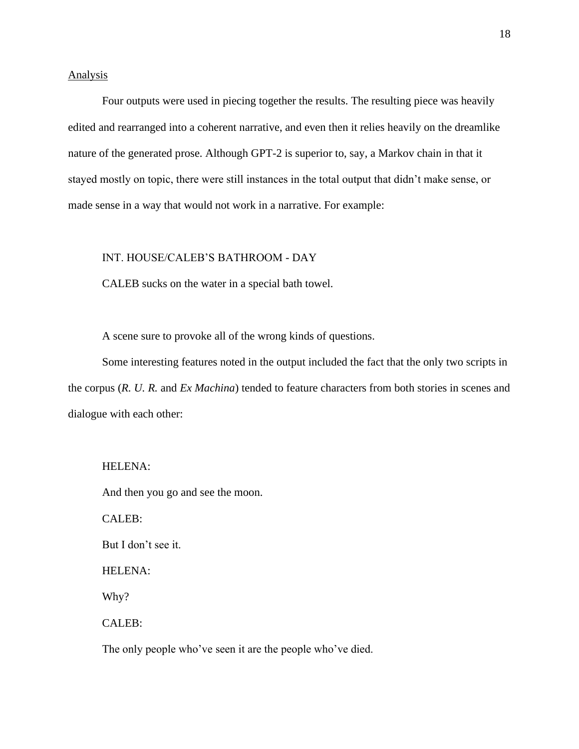Analysis

Four outputs were used in piecing together the results. The resulting piece was heavily edited and rearranged into a coherent narrative, and even then it relies heavily on the dreamlike nature of the generated prose. Although GPT-2 is superior to, say, a Markov chain in that it stayed mostly on topic, there were still instances in the total output that didn't make sense, or made sense in a way that would not work in a narrative. For example:

> INT. HOUSE/CALEB'S BATHROOM - DAY
>
> CALEB sucks on the water in a special bath towel.

A scene sure to provoke all of the wrong kinds of questions.

Some interesting features noted in the output included the fact that the only two scripts in the corpus (*R. U. R.* and *Ex Machina*) tended to feature characters from both stories in scenes and dialogue with each other:

> HELENA:
>
> And then you go and see the moon.
>
> CALEB:
>
> But I don't see it.
>
> HELENA:
>
> Why?
>
> CALEB:
>
> The only people who've seen it are the people who've died.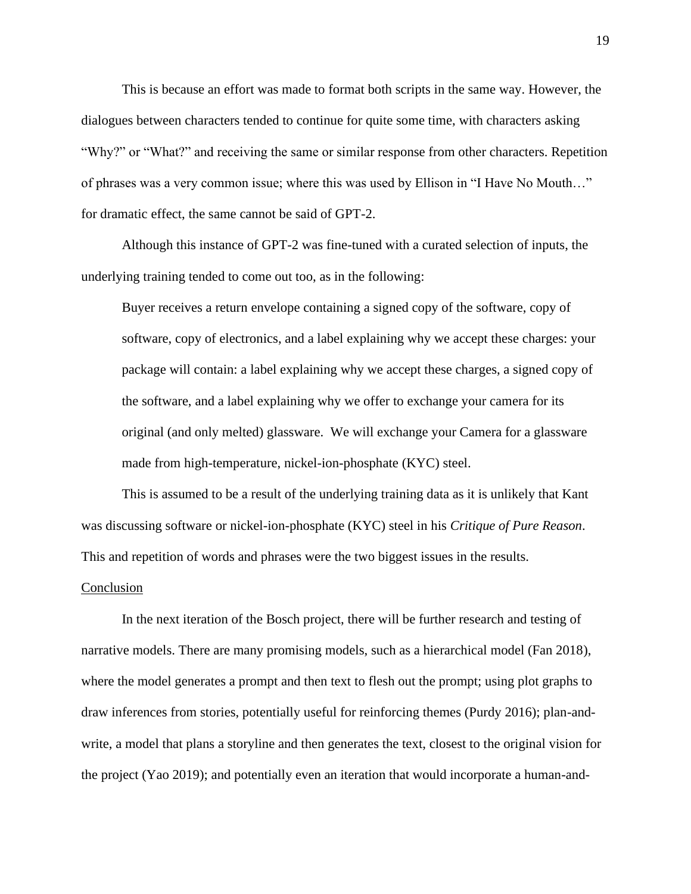This is because an effort was made to format both scripts in the same way. However, the dialogues between characters tended to continue for quite some time, with characters asking "Why?" or "What?" and receiving the same or similar response from other characters. Repetition of phrases was a very common issue; where this was used by Ellison in "I Have No Mouth…" for dramatic effect, the same cannot be said of GPT-2.

Although this instance of GPT-2 was fine-tuned with a curated selection of inputs, the underlying training tended to come out too, as in the following:

> Buyer receives a return envelope containing a signed copy of the software, copy of software, copy of electronics, and a label explaining why we accept these charges: your package will contain: a label explaining why we accept these charges, a signed copy of the software, and a label explaining why we offer to exchange your camera for its original (and only melted) glassware.  We will exchange your Camera for a glassware made from high-temperature, nickel-ion-phosphate (KYC) steel.

This is assumed to be a result of the underlying training data as it is unlikely that Kant was discussing software or nickel-ion-phosphate (KYC) steel in his *Critique of Pure Reason*. This and repetition of words and phrases were the two biggest issues in the results.

## Conclusion

In the next iteration of the Bosch project, there will be further research and testing of narrative models. There are many promising models, such as a hierarchical model (Fan 2018), where the model generates a prompt and then text to flesh out the prompt; using plot graphs to draw inferences from stories, potentially useful for reinforcing themes (Purdy 2016); plan-and-write, a model that plans a storyline and then generates the text, closest to the original vision for the project (Yao 2019); and potentially even an iteration that would incorporate a human-and-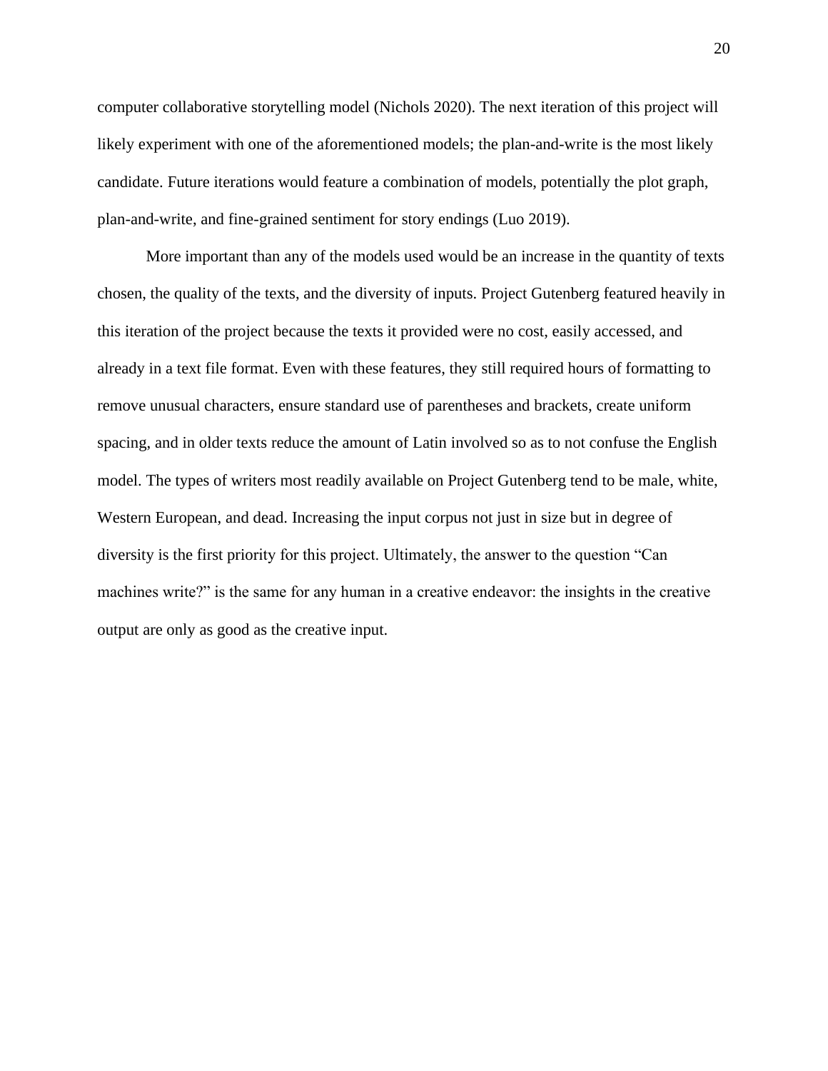computer collaborative storytelling model (Nichols 2020). The next iteration of this project will likely experiment with one of the aforementioned models; the plan-and-write is the most likely candidate. Future iterations would feature a combination of models, potentially the plot graph, plan-and-write, and fine-grained sentiment for story endings (Luo 2019).

More important than any of the models used would be an increase in the quantity of texts chosen, the quality of the texts, and the diversity of inputs. Project Gutenberg featured heavily in this iteration of the project because the texts it provided were no cost, easily accessed, and already in a text file format. Even with these features, they still required hours of formatting to remove unusual characters, ensure standard use of parentheses and brackets, create uniform spacing, and in older texts reduce the amount of Latin involved so as to not confuse the English model. The types of writers most readily available on Project Gutenberg tend to be male, white, Western European, and dead. Increasing the input corpus not just in size but in degree of diversity is the first priority for this project. Ultimately, the answer to the question "Can machines write?" is the same for any human in a creative endeavor: the insights in the creative output are only as good as the creative input.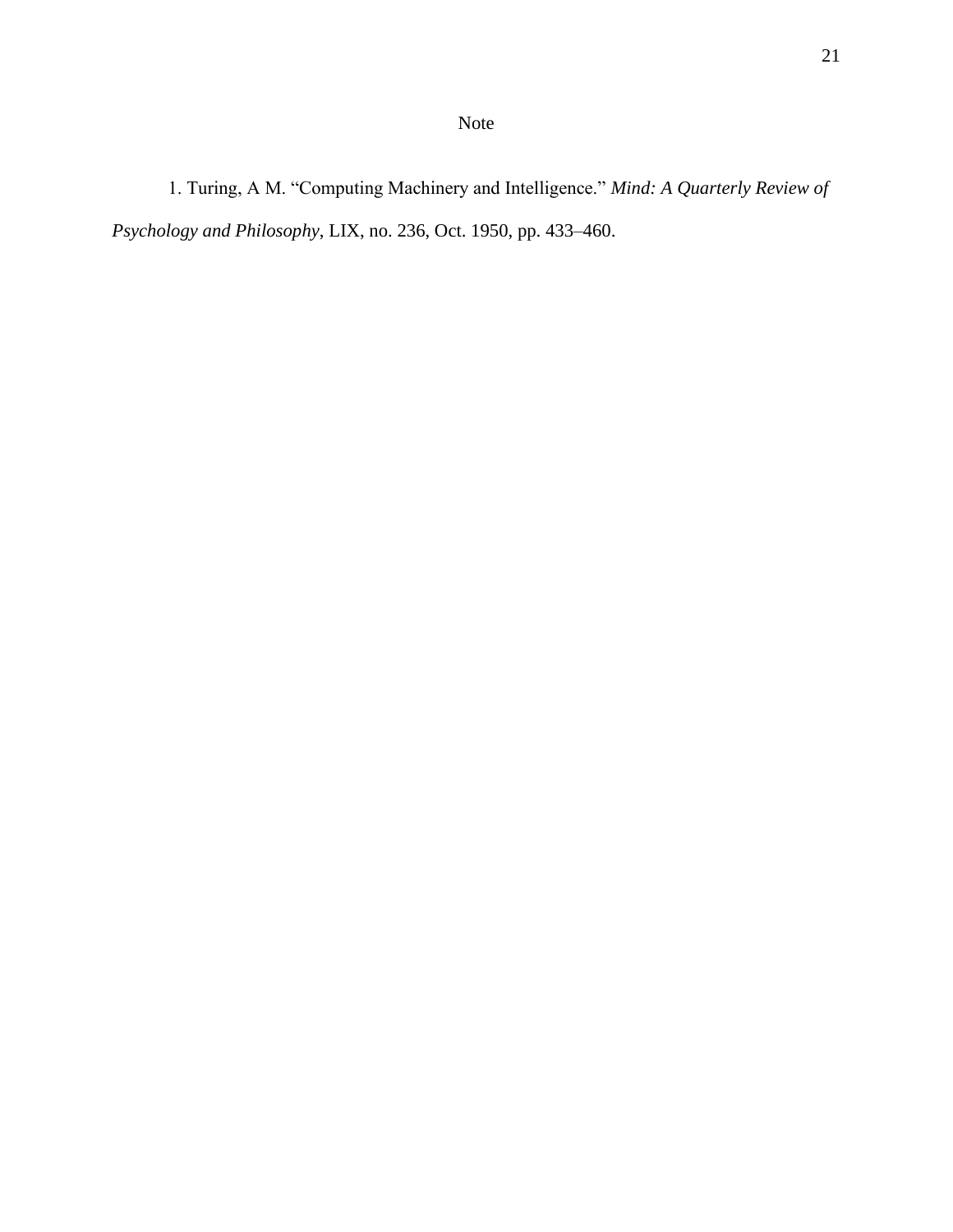# Note

1. Turing, A M. “Computing Machinery and Intelligence.” *Mind: A Quarterly Review of Psychology and Philosophy*, LIX, no. 236, Oct. 1950, pp. 433–460.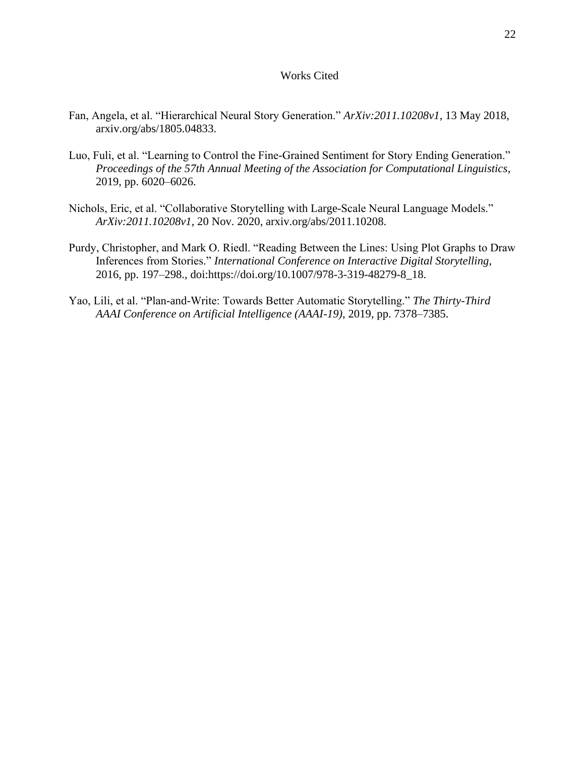# Works Cited

Fan, Angela, et al. "Hierarchical Neural Story Generation." *ArXiv:2011.10208v1*, 13 May 2018, arxiv.org/abs/1805.04833.

Luo, Fuli, et al. "Learning to Control the Fine-Grained Sentiment for Story Ending Generation." *Proceedings of the 57th Annual Meeting of the Association for Computational Linguistics*, 2019, pp. 6020–6026.

Nichols, Eric, et al. "Collaborative Storytelling with Large-Scale Neural Language Models." *ArXiv:2011.10208v1*, 20 Nov. 2020, arxiv.org/abs/2011.10208.

Purdy, Christopher, and Mark O. Riedl. "Reading Between the Lines: Using Plot Graphs to Draw Inferences from Stories." *International Conference on Interactive Digital Storytelling*, 2016, pp. 197–298., doi:https://doi.org/10.1007/978-3-319-48279-8_18.

Yao, Lili, et al. "Plan-and-Write: Towards Better Automatic Storytelling." *The Thirty-Third AAAI Conference on Artificial Intelligence (AAAI-19)*, 2019, pp. 7378–7385.